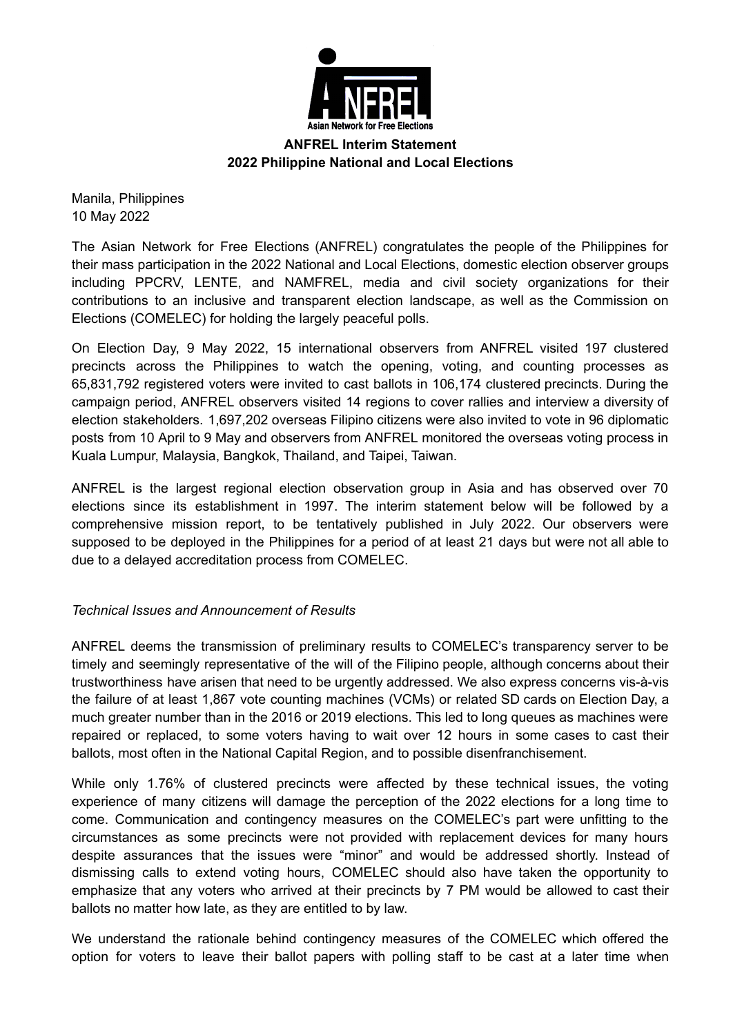**ANFREL Interim Statement**
**2022 Philippine National and Local Elections**

Manila, Philippines
10 May 2022

The Asian Network for Free Elections (ANFREL) congratulates the people of the Philippines for their mass participation in the 2022 National and Local Elections, domestic election observer groups including PPCRV, LENTE, and NAMFREL, media and civil society organizations for their contributions to an inclusive and transparent election landscape, as well as the Commission on Elections (COMELEC) for holding the largely peaceful polls.

On Election Day, 9 May 2022, 15 international observers from ANFREL visited 197 clustered precincts across the Philippines to watch the opening, voting, and counting processes as 65,831,792 registered voters were invited to cast ballots in 106,174 clustered precincts. During the campaign period, ANFREL observers visited 14 regions to cover rallies and interview a diversity of election stakeholders. 1,697,202 overseas Filipino citizens were also invited to vote in 96 diplomatic posts from 10 April to 9 May and observers from ANFREL monitored the overseas voting process in Kuala Lumpur, Malaysia, Bangkok, Thailand, and Taipei, Taiwan.

ANFREL is the largest regional election observation group in Asia and has observed over 70 elections since its establishment in 1997. The interim statement below will be followed by a comprehensive mission report, to be tentatively published in July 2022. Our observers were supposed to be deployed in the Philippines for a period of at least 21 days but were not all able to due to a delayed accreditation process from COMELEC.

*Technical Issues and Announcement of Results*

ANFREL deems the transmission of preliminary results to COMELEC's transparency server to be timely and seemingly representative of the will of the Filipino people, although concerns about their trustworthiness have arisen that need to be urgently addressed. We also express concerns vis-à-vis the failure of at least 1,867 vote counting machines (VCMs) or related SD cards on Election Day, a much greater number than in the 2016 or 2019 elections. This led to long queues as machines were repaired or replaced, to some voters having to wait over 12 hours in some cases to cast their ballots, most often in the National Capital Region, and to possible disenfranchisement.

While only 1.76% of clustered precincts were affected by these technical issues, the voting experience of many citizens will damage the perception of the 2022 elections for a long time to come. Communication and contingency measures on the COMELEC's part were unfitting to the circumstances as some precincts were not provided with replacement devices for many hours despite assurances that the issues were "minor" and would be addressed shortly. Instead of dismissing calls to extend voting hours, COMELEC should also have taken the opportunity to emphasize that any voters who arrived at their precincts by 7 PM would be allowed to cast their ballots no matter how late, as they are entitled to by law.

We understand the rationale behind contingency measures of the COMELEC which offered the option for voters to leave their ballot papers with polling staff to be cast at a later time when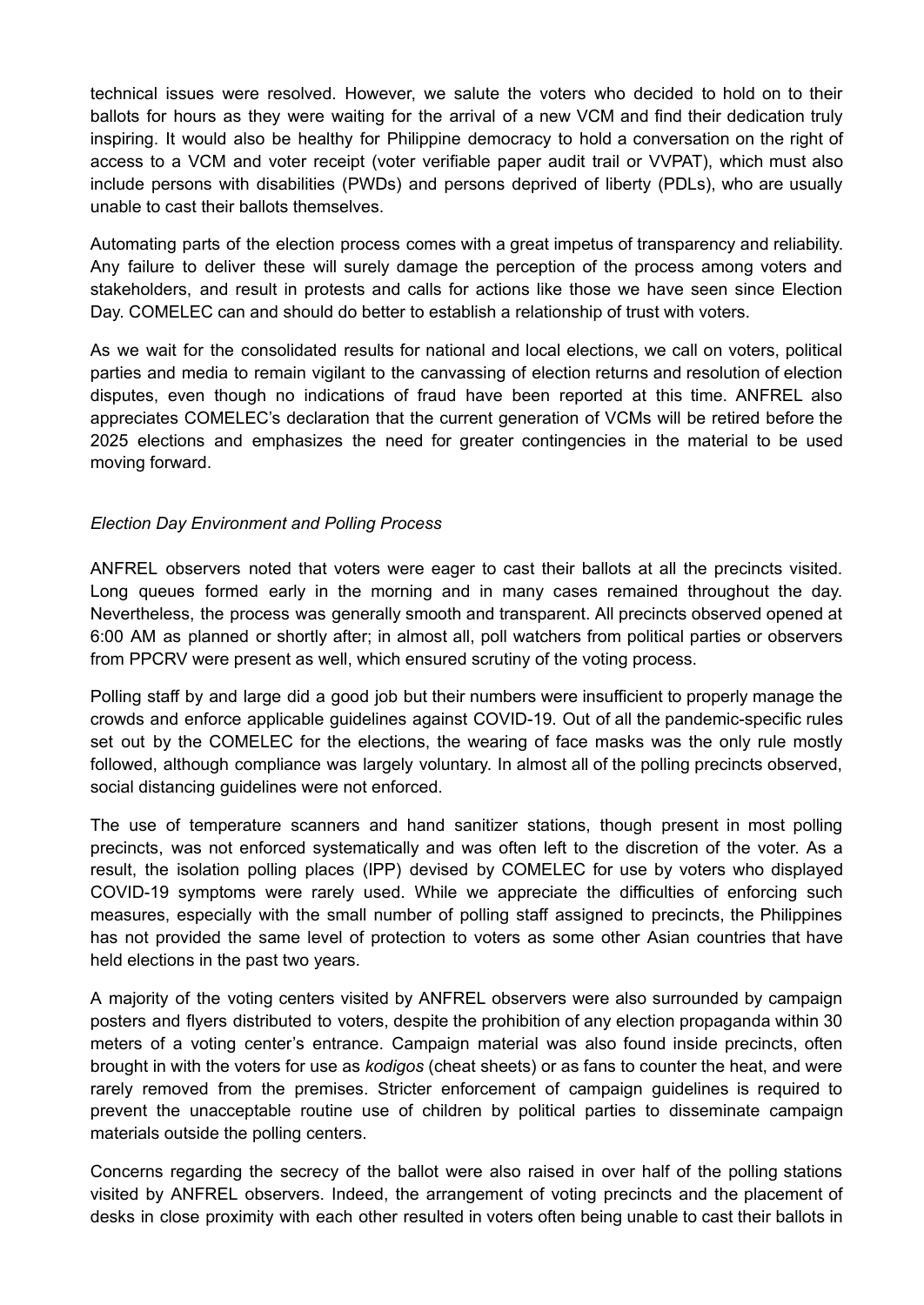technical issues were resolved. However, we salute the voters who decided to hold on to their ballots for hours as they were waiting for the arrival of a new VCM and find their dedication truly inspiring. It would also be healthy for Philippine democracy to hold a conversation on the right of access to a VCM and voter receipt (voter verifiable paper audit trail or VVPAT), which must also include persons with disabilities (PWDs) and persons deprived of liberty (PDLs), who are usually unable to cast their ballots themselves.

Automating parts of the election process comes with a great impetus of transparency and reliability. Any failure to deliver these will surely damage the perception of the process among voters and stakeholders, and result in protests and calls for actions like those we have seen since Election Day. COMELEC can and should do better to establish a relationship of trust with voters.

As we wait for the consolidated results for national and local elections, we call on voters, political parties and media to remain vigilant to the canvassing of election returns and resolution of election disputes, even though no indications of fraud have been reported at this time. ANFREL also appreciates COMELEC's declaration that the current generation of VCMs will be retired before the 2025 elections and emphasizes the need for greater contingencies in the material to be used moving forward.

*Election Day Environment and Polling Process*

ANFREL observers noted that voters were eager to cast their ballots at all the precincts visited. Long queues formed early in the morning and in many cases remained throughout the day. Nevertheless, the process was generally smooth and transparent. All precincts observed opened at 6:00 AM as planned or shortly after; in almost all, poll watchers from political parties or observers from PPCRV were present as well, which ensured scrutiny of the voting process.

Polling staff by and large did a good job but their numbers were insufficient to properly manage the crowds and enforce applicable guidelines against COVID-19. Out of all the pandemic-specific rules set out by the COMELEC for the elections, the wearing of face masks was the only rule mostly followed, although compliance was largely voluntary. In almost all of the polling precincts observed, social distancing guidelines were not enforced.

The use of temperature scanners and hand sanitizer stations, though present in most polling precincts, was not enforced systematically and was often left to the discretion of the voter. As a result, the isolation polling places (IPP) devised by COMELEC for use by voters who displayed COVID-19 symptoms were rarely used. While we appreciate the difficulties of enforcing such measures, especially with the small number of polling staff assigned to precincts, the Philippines has not provided the same level of protection to voters as some other Asian countries that have held elections in the past two years.

A majority of the voting centers visited by ANFREL observers were also surrounded by campaign posters and flyers distributed to voters, despite the prohibition of any election propaganda within 30 meters of a voting center's entrance. Campaign material was also found inside precincts, often brought in with the voters for use as *kodigos* (cheat sheets) or as fans to counter the heat, and were rarely removed from the premises. Stricter enforcement of campaign guidelines is required to prevent the unacceptable routine use of children by political parties to disseminate campaign materials outside the polling centers.

Concerns regarding the secrecy of the ballot were also raised in over half of the polling stations visited by ANFREL observers. Indeed, the arrangement of voting precincts and the placement of desks in close proximity with each other resulted in voters often being unable to cast their ballots in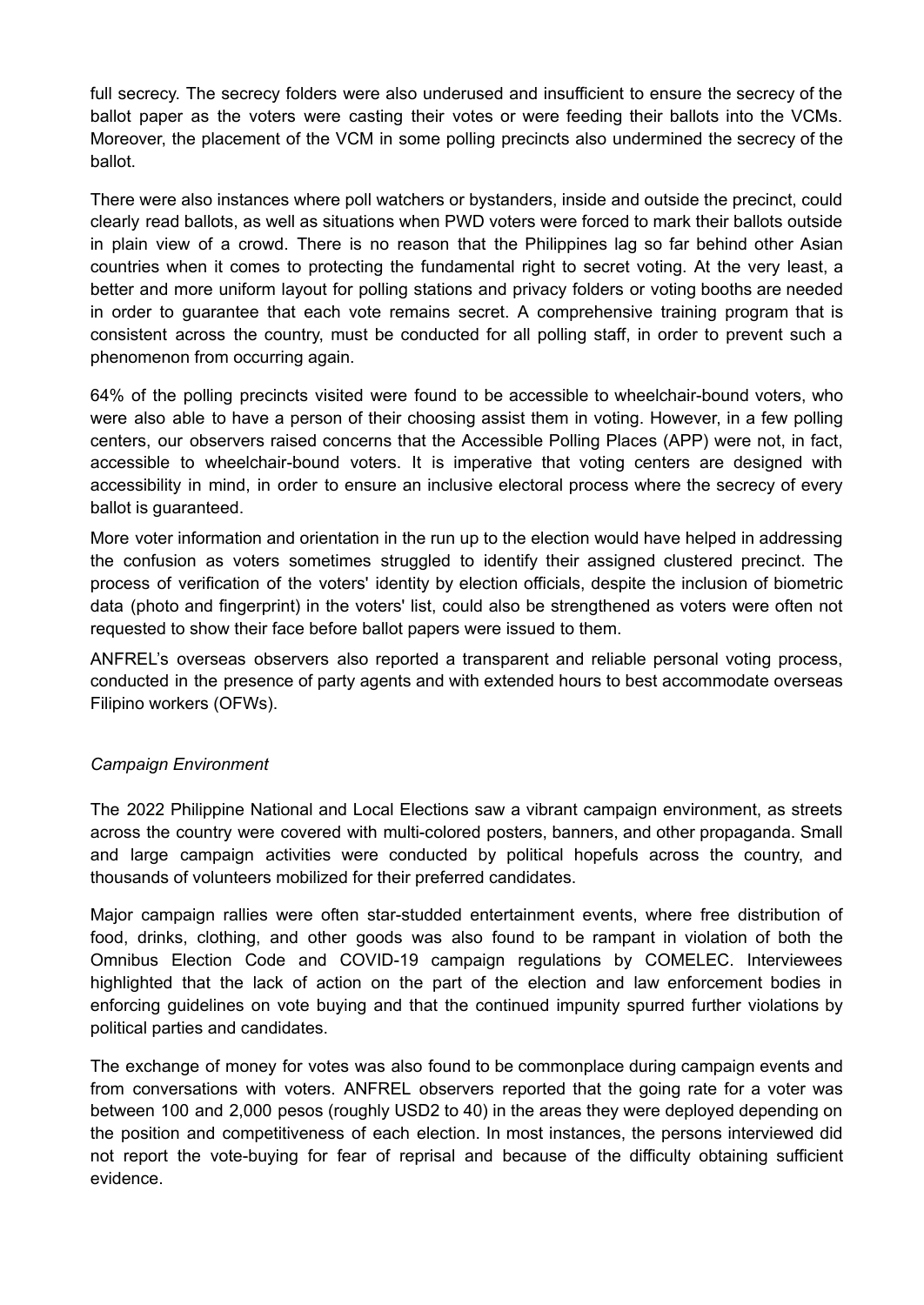full secrecy. The secrecy folders were also underused and insufficient to ensure the secrecy of the ballot paper as the voters were casting their votes or were feeding their ballots into the VCMs. Moreover, the placement of the VCM in some polling precincts also undermined the secrecy of the ballot.

There were also instances where poll watchers or bystanders, inside and outside the precinct, could clearly read ballots, as well as situations when PWD voters were forced to mark their ballots outside in plain view of a crowd. There is no reason that the Philippines lag so far behind other Asian countries when it comes to protecting the fundamental right to secret voting. At the very least, a better and more uniform layout for polling stations and privacy folders or voting booths are needed in order to guarantee that each vote remains secret. A comprehensive training program that is consistent across the country, must be conducted for all polling staff, in order to prevent such a phenomenon from occurring again.

64% of the polling precincts visited were found to be accessible to wheelchair-bound voters, who were also able to have a person of their choosing assist them in voting. However, in a few polling centers, our observers raised concerns that the Accessible Polling Places (APP) were not, in fact, accessible to wheelchair-bound voters. It is imperative that voting centers are designed with accessibility in mind, in order to ensure an inclusive electoral process where the secrecy of every ballot is guaranteed.

More voter information and orientation in the run up to the election would have helped in addressing the confusion as voters sometimes struggled to identify their assigned clustered precinct. The process of verification of the voters' identity by election officials, despite the inclusion of biometric data (photo and fingerprint) in the voters' list, could also be strengthened as voters were often not requested to show their face before ballot papers were issued to them.

ANFREL's overseas observers also reported a transparent and reliable personal voting process, conducted in the presence of party agents and with extended hours to best accommodate overseas Filipino workers (OFWs).

*Campaign Environment*

The 2022 Philippine National and Local Elections saw a vibrant campaign environment, as streets across the country were covered with multi-colored posters, banners, and other propaganda. Small and large campaign activities were conducted by political hopefuls across the country, and thousands of volunteers mobilized for their preferred candidates.

Major campaign rallies were often star-studded entertainment events, where free distribution of food, drinks, clothing, and other goods was also found to be rampant in violation of both the Omnibus Election Code and COVID-19 campaign regulations by COMELEC. Interviewees highlighted that the lack of action on the part of the election and law enforcement bodies in enforcing guidelines on vote buying and that the continued impunity spurred further violations by political parties and candidates.

The exchange of money for votes was also found to be commonplace during campaign events and from conversations with voters. ANFREL observers reported that the going rate for a voter was between 100 and 2,000 pesos (roughly USD2 to 40) in the areas they were deployed depending on the position and competitiveness of each election. In most instances, the persons interviewed did not report the vote-buying for fear of reprisal and because of the difficulty obtaining sufficient evidence.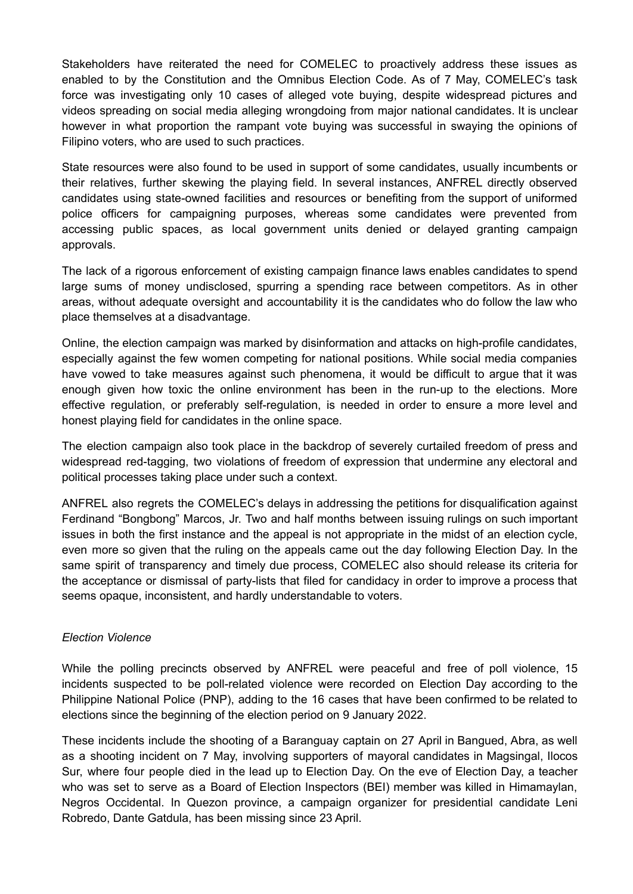Stakeholders have reiterated the need for COMELEC to proactively address these issues as enabled to by the Constitution and the Omnibus Election Code. As of 7 May, COMELEC's task force was investigating only 10 cases of alleged vote buying, despite widespread pictures and videos spreading on social media alleging wrongdoing from major national candidates. It is unclear however in what proportion the rampant vote buying was successful in swaying the opinions of Filipino voters, who are used to such practices.

State resources were also found to be used in support of some candidates, usually incumbents or their relatives, further skewing the playing field. In several instances, ANFREL directly observed candidates using state-owned facilities and resources or benefiting from the support of uniformed police officers for campaigning purposes, whereas some candidates were prevented from accessing public spaces, as local government units denied or delayed granting campaign approvals.

The lack of a rigorous enforcement of existing campaign finance laws enables candidates to spend large sums of money undisclosed, spurring a spending race between competitors. As in other areas, without adequate oversight and accountability it is the candidates who do follow the law who place themselves at a disadvantage.

Online, the election campaign was marked by disinformation and attacks on high-profile candidates, especially against the few women competing for national positions. While social media companies have vowed to take measures against such phenomena, it would be difficult to argue that it was enough given how toxic the online environment has been in the run-up to the elections. More effective regulation, or preferably self-regulation, is needed in order to ensure a more level and honest playing field for candidates in the online space.

The election campaign also took place in the backdrop of severely curtailed freedom of press and widespread red-tagging, two violations of freedom of expression that undermine any electoral and political processes taking place under such a context.

ANFREL also regrets the COMELEC's delays in addressing the petitions for disqualification against Ferdinand "Bongbong" Marcos, Jr. Two and half months between issuing rulings on such important issues in both the first instance and the appeal is not appropriate in the midst of an election cycle, even more so given that the ruling on the appeals came out the day following Election Day. In the same spirit of transparency and timely due process, COMELEC also should release its criteria for the acceptance or dismissal of party-lists that filed for candidacy in order to improve a process that seems opaque, inconsistent, and hardly understandable to voters.

*Election Violence*

While the polling precincts observed by ANFREL were peaceful and free of poll violence, 15 incidents suspected to be poll-related violence were recorded on Election Day according to the Philippine National Police (PNP), adding to the 16 cases that have been confirmed to be related to elections since the beginning of the election period on 9 January 2022.

These incidents include the shooting of a Baranguay captain on 27 April in Bangued, Abra, as well as a shooting incident on 7 May, involving supporters of mayoral candidates in Magsingal, Ilocos Sur, where four people died in the lead up to Election Day. On the eve of Election Day, a teacher who was set to serve as a Board of Election Inspectors (BEI) member was killed in Himamaylan, Negros Occidental. In Quezon province, a campaign organizer for presidential candidate Leni Robredo, Dante Gatdula, has been missing since 23 April.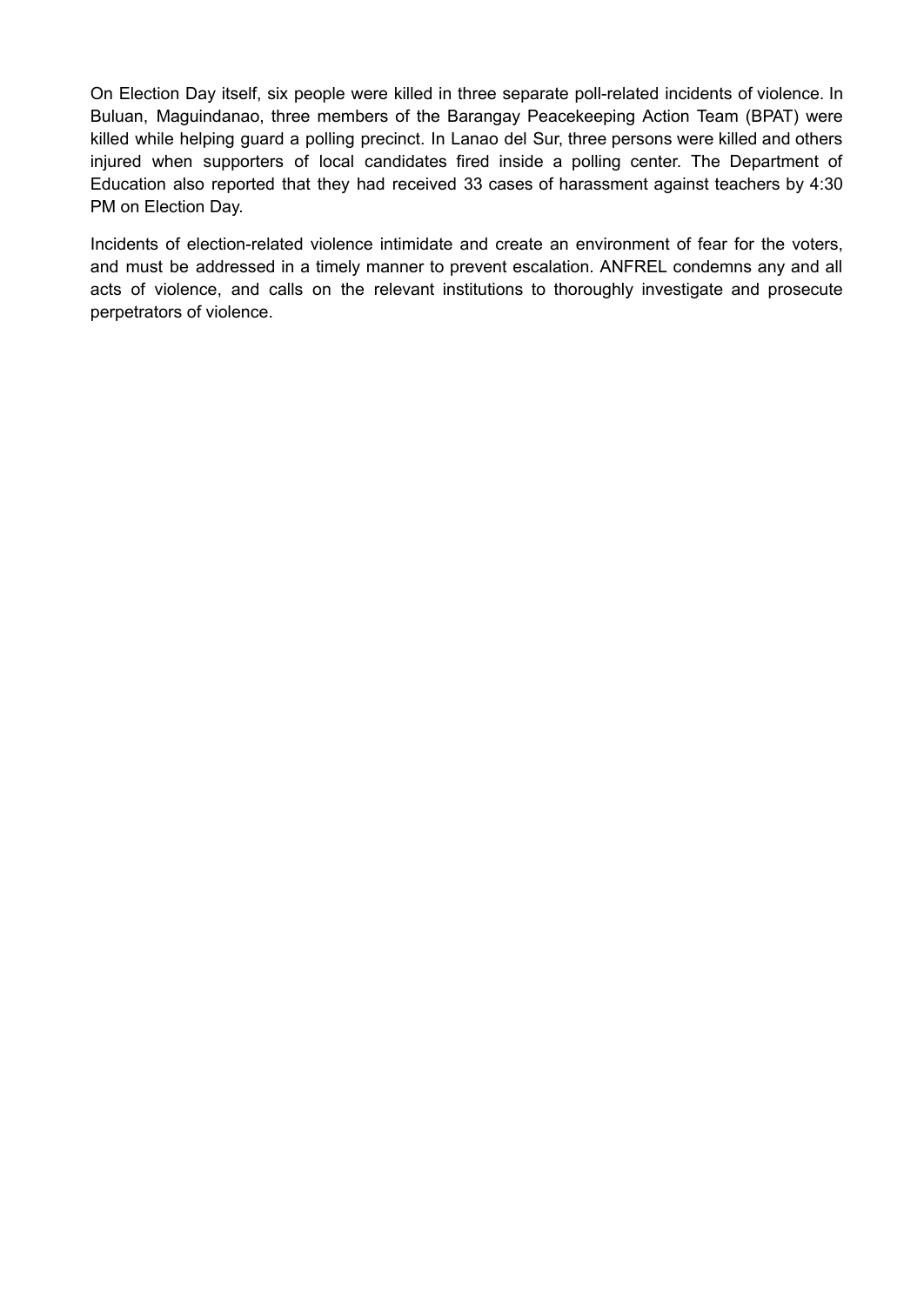On Election Day itself, six people were killed in three separate poll-related incidents of violence. In Buluan, Maguindanao, three members of the Barangay Peacekeeping Action Team (BPAT) were killed while helping guard a polling precinct. In Lanao del Sur, three persons were killed and others injured when supporters of local candidates fired inside a polling center. The Department of Education also reported that they had received 33 cases of harassment against teachers by 4:30 PM on Election Day.

Incidents of election-related violence intimidate and create an environment of fear for the voters, and must be addressed in a timely manner to prevent escalation. ANFREL condemns any and all acts of violence, and calls on the relevant institutions to thoroughly investigate and prosecute perpetrators of violence.